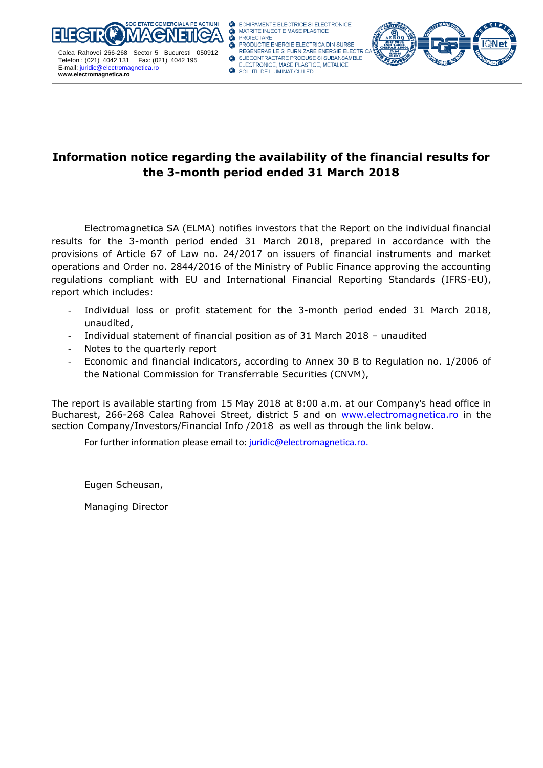SOCIETATE COMERCIALA PE ACTIUNI ELECTROMAGNETICA

Calea Rahovei 266-268 Sector 5 Bucuresti 050912
Telefon : (021) 4042 131 Fax: (021) 4042 195
E-mail: juridic@electromagnetica.ro
**www.electromagnetica.ro**

- ECHIPAMENTE ELECTRICE SI ELECTRONICE
- MATRITE INJECTIE MASE PLASTICE
- PROIECTARE
- PRODUCTIE ENERGIE ELECTRICA DIN SURSE REGENERABILE SI FURNIZARE ENERGIE ELECTRICA
- SUBCONTRACTARE PRODUSE SI SUBANSAMBLE ELECTRONICE, MASE PLASTICE, METALICE
- SOLUTII DE ILUMINAT CU LED

# Information notice regarding the availability of the financial results for the 3-month period ended 31 March 2018

Electromagnetica SA (ELMA) notifies investors that the Report on the individual financial results for the 3-month period ended 31 March 2018, prepared in accordance with the provisions of Article 67 of Law no. 24/2017 on issuers of financial instruments and market operations and Order no. 2844/2016 of the Ministry of Public Finance approving the accounting regulations compliant with EU and International Financial Reporting Standards (IFRS-EU), report which includes:

- Individual loss or profit statement for the 3-month period ended 31 March 2018, unaudited,
- Individual statement of financial position as of 31 March 2018 – unaudited
- Notes to the quarterly report
- Economic and financial indicators, according to Annex 30 B to Regulation no. 1/2006 of the National Commission for Transferrable Securities (CNVM),

The report is available starting from 15 May 2018 at 8:00 a.m. at our Company's head office in Bucharest, 266-268 Calea Rahovei Street, district 5 and on www.electromagnetica.ro in the section Company/Investors/Financial Info /2018 as well as through the link below.

For further information please email to: juridic@electromagnetica.ro.

Eugen Scheusan,

Managing Director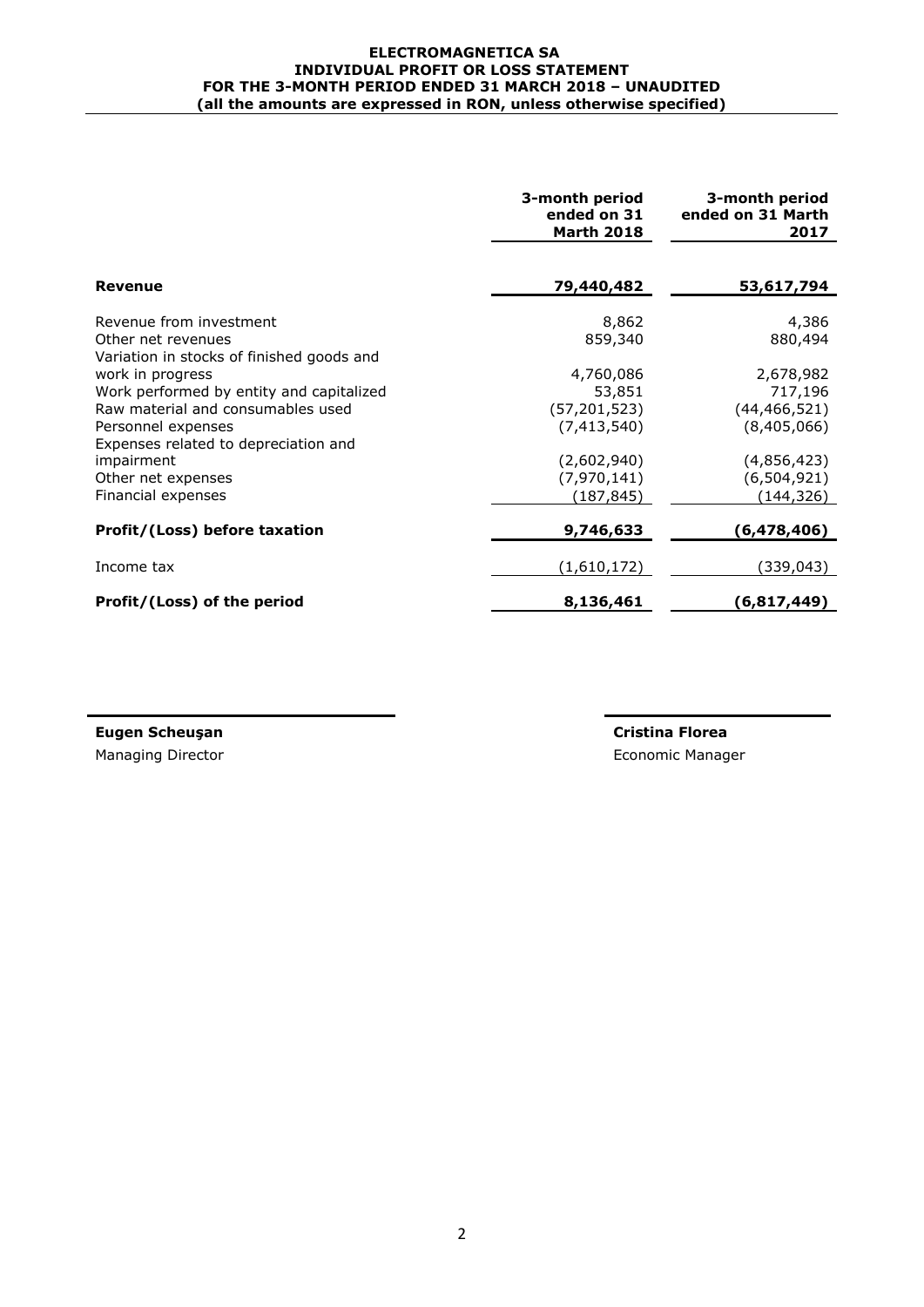# ELECTROMAGNETICA SA
## INDIVIDUAL PROFIT OR LOSS STATEMENT
## FOR THE 3-MONTH PERIOD ENDED 31 MARCH 2018 – UNAUDITED
**(all the amounts are expressed in RON, unless otherwise specified)**

| | 3-month period ended on 31 Marth 2018 | 3-month period ended on 31 Marth 2017 |
|---|---|---|
| **Revenue** | **79,440,482** | **53,617,794** |
| Revenue from investment | 8,862 | 4,386 |
| Other net revenues | 859,340 | 880,494 |
| Variation in stocks of finished goods and work in progress | 4,760,086 | 2,678,982 |
| Work performed by entity and capitalized | 53,851 | 717,196 |
| Raw material and consumables used | (57,201,523) | (44,466,521) |
| Personnel expenses | (7,413,540) | (8,405,066) |
| Expenses related to depreciation and impairment | (2,602,940) | (4,856,423) |
| Other net expenses | (7,970,141) | (6,504,921) |
| Financial expenses | (187,845) | (144,326) |
| **Profit/(Loss) before taxation** | **9,746,633** | **(6,478,406)** |
| Income tax | (1,610,172) | (339,043) |
| **Profit/(Loss) of the period** | **8,136,461** | **(6,817,449)** |

**Eugen Scheuşan**
Managing Director

**Cristina Florea**
Economic Manager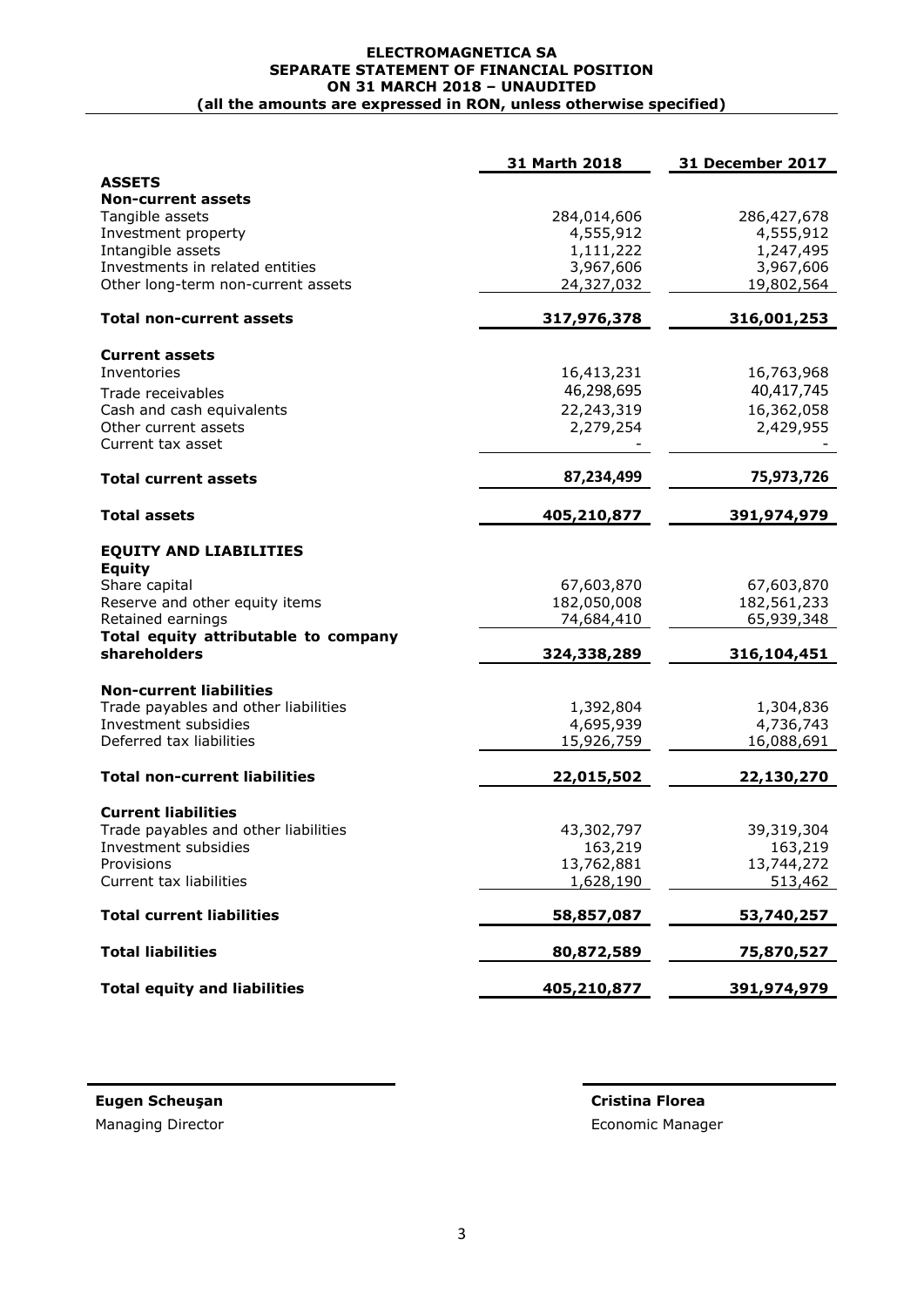**ELECTROMAGNETICA SA**
**SEPARATE STATEMENT OF FINANCIAL POSITION**
**ON 31 MARCH 2018 – UNAUDITED**
**(all the amounts are expressed in RON, unless otherwise specified)**

| | 31 Marth 2018 | 31 December 2017 |
|---|---|---|
| **ASSETS** | | |
| **Non-current assets** | | |
| Tangible assets | 284,014,606 | 286,427,678 |
| Investment property | 4,555,912 | 4,555,912 |
| Intangible assets | 1,111,222 | 1,247,495 |
| Investments in related entities | 3,967,606 | 3,967,606 |
| Other long-term non-current assets | 24,327,032 | 19,802,564 |
| **Total non-current assets** | **317,976,378** | **316,001,253** |
| **Current assets** | | |
| Inventories | 16,413,231 | 16,763,968 |
| Trade receivables | 46,298,695 | 40,417,745 |
| Cash and cash equivalents | 22,243,319 | 16,362,058 |
| Other current assets | 2,279,254 | 2,429,955 |
| Current tax asset | - | - |
| **Total current assets** | **87,234,499** | **75,973,726** |
| **Total assets** | **405,210,877** | **391,974,979** |
| **EQUITY AND LIABILITIES** | | |
| **Equity** | | |
| Share capital | 67,603,870 | 67,603,870 |
| Reserve and other equity items | 182,050,008 | 182,561,233 |
| Retained earnings | 74,684,410 | 65,939,348 |
| **Total equity attributable to company shareholders** | **324,338,289** | **316,104,451** |
| **Non-current liabilities** | | |
| Trade payables and other liabilities | 1,392,804 | 1,304,836 |
| Investment subsidies | 4,695,939 | 4,736,743 |
| Deferred tax liabilities | 15,926,759 | 16,088,691 |
| **Total non-current liabilities** | **22,015,502** | **22,130,270** |
| **Current liabilities** | | |
| Trade payables and other liabilities | 43,302,797 | 39,319,304 |
| Investment subsidies | 163,219 | 163,219 |
| Provisions | 13,762,881 | 13,744,272 |
| Current tax liabilities | 1,628,190 | 513,462 |
| **Total current liabilities** | **58,857,087** | **53,740,257** |
| **Total liabilities** | **80,872,589** | **75,870,527** |
| **Total equity and liabilities** | **405,210,877** | **391,974,979** |

**Eugen Scheuşan**
Managing Director

**Cristina Florea**
Economic Manager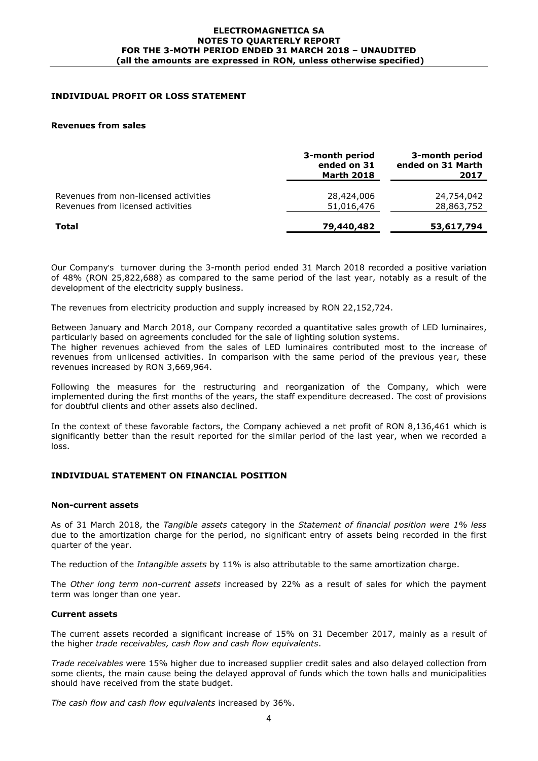## INDIVIDUAL PROFIT OR LOSS STATEMENT

### Revenues from sales

| | 3-month period ended on 31 Marth 2018 | 3-month period ended on 31 Marth 2017 |
|---|---|---|
| Revenues from non-licensed activities | 28,424,006 | 24,754,042 |
| Revenues from licensed activities | 51,016,476 | 28,863,752 |
| **Total** | **79,440,482** | **53,617,794** |

Our Company's turnover during the 3-month period ended 31 March 2018 recorded a positive variation of 48% (RON 25,822,688) as compared to the same period of the last year, notably as a result of the development of the electricity supply business.

The revenues from electricity production and supply increased by RON 22,152,724.

Between January and March 2018, our Company recorded a quantitative sales growth of LED luminaires, particularly based on agreements concluded for the sale of lighting solution systems.
The higher revenues achieved from the sales of LED luminaires contributed most to the increase of revenues from unlicensed activities. In comparison with the same period of the previous year, these revenues increased by RON 3,669,964.

Following the measures for the restructuring and reorganization of the Company, which were implemented during the first months of the years, the staff expenditure decreased. The cost of provisions for doubtful clients and other assets also declined.

In the context of these favorable factors, the Company achieved a net profit of RON 8,136,461 which is significantly better than the result reported for the similar period of the last year, when we recorded a loss.

## INDIVIDUAL STATEMENT ON FINANCIAL POSITION

### Non-current assets

As of 31 March 2018, the *Tangible assets* category in the *Statement of financial position were 1% less* due to the amortization charge for the period, no significant entry of assets being recorded in the first quarter of the year.

The reduction of the *Intangible assets* by 11% is also attributable to the same amortization charge.

The *Other long term non-current assets* increased by 22% as a result of sales for which the payment term was longer than one year.

### Current assets

The current assets recorded a significant increase of 15% on 31 December 2017, mainly as a result of the higher *trade receivables, cash flow and cash flow equivalents*.

*Trade receivables* were 15% higher due to increased supplier credit sales and also delayed collection from some clients, the main cause being the delayed approval of funds which the town halls and municipalities should have received from the state budget.

*The cash flow and cash flow equivalents* increased by 36%.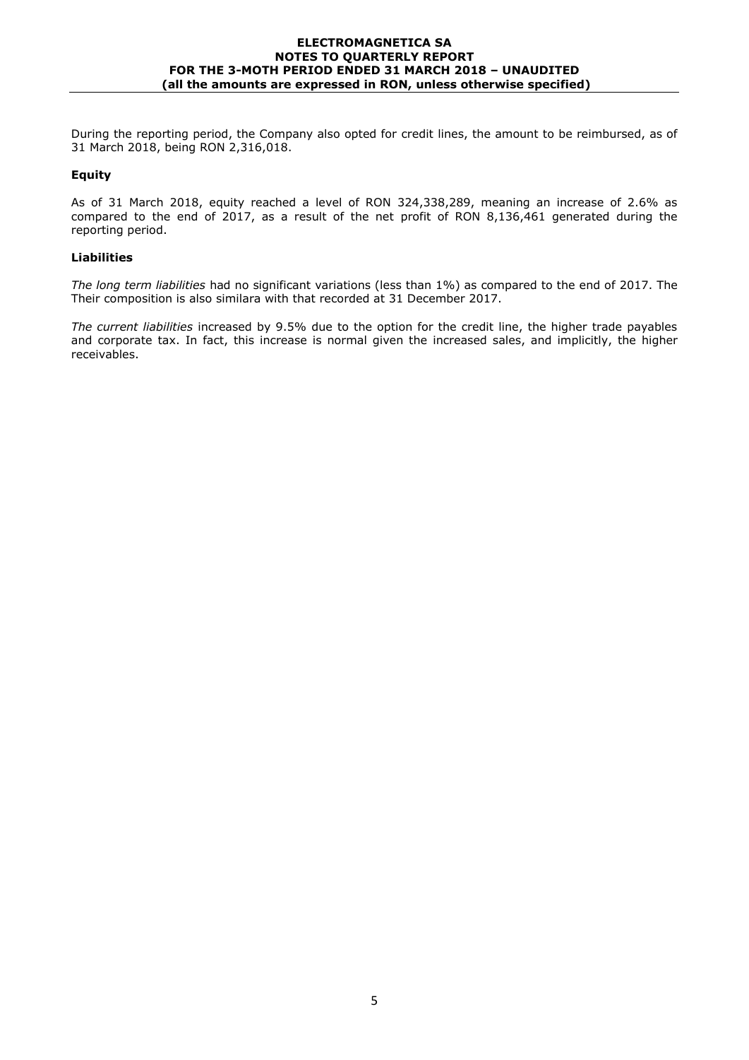During the reporting period, the Company also opted for credit lines, the amount to be reimbursed, as of 31 March 2018, being RON 2,316,018.

**Equity**

As of 31 March 2018, equity reached a level of RON 324,338,289, meaning an increase of 2.6% as compared to the end of 2017, as a result of the net profit of RON 8,136,461 generated during the reporting period.

**Liabilities**

*The long term liabilities* had no significant variations (less than 1%) as compared to the end of 2017. The Their composition is also similara with that recorded at 31 December 2017.

*The current liabilities* increased by 9.5% due to the option for the credit line, the higher trade payables and corporate tax. In fact, this increase is normal given the increased sales, and implicitly, the higher receivables.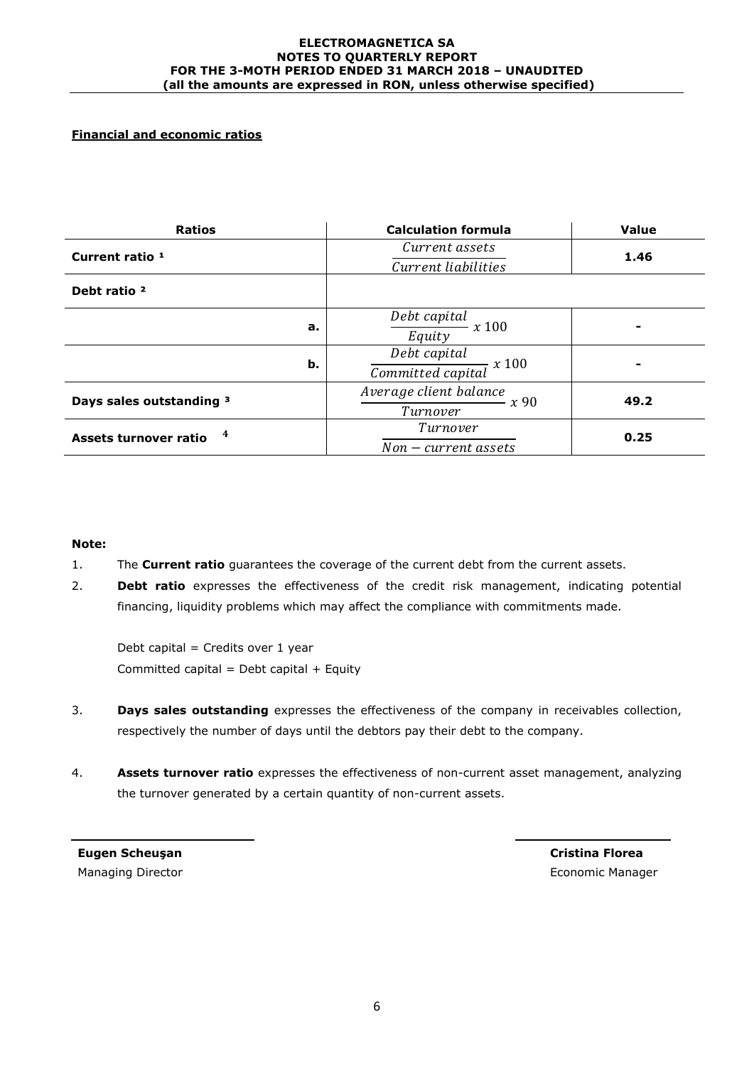**Financial and economic ratios**

| Ratios | Calculation formula | Value |
|---|---|---|
| **Current ratio** [1] | $\frac{Current\ assets}{Current\ liabilities}$ | **1.46** |
| **Debt ratio** [2] | | |
| **a.** | $\frac{Debt\ capital}{Equity} x\ 100$ | **-** |
| **b.** | $\frac{Debt\ capital}{Committed\ capital} x\ 100$ | **-** |
| **Days sales outstanding** [3] | $\frac{Average\ client\ balance}{Turnover} x\ 90$ | **49.2** |
| **Assets turnover ratio** [4] | $\frac{Turnover}{Non-current\ assets}$ | **0.25** |

**Note:**

1. The **Current ratio** guarantees the coverage of the current debt from the current assets.
2. **Debt ratio** expresses the effectiveness of the credit risk management, indicating potential financing, liquidity problems which may affect the compliance with commitments made.

   Debt capital = Credits over 1 year
   Committed capital = Debt capital + Equity

3. **Days sales outstanding** expresses the effectiveness of the company in receivables collection, respectively the number of days until the debtors pay their debt to the company.
4. **Assets turnover ratio** expresses the effectiveness of non-current asset management, analyzing the turnover generated by a certain quantity of non-current assets.

**Eugen Scheuşan**
Managing Director

**Cristina Florea**
Economic Manager